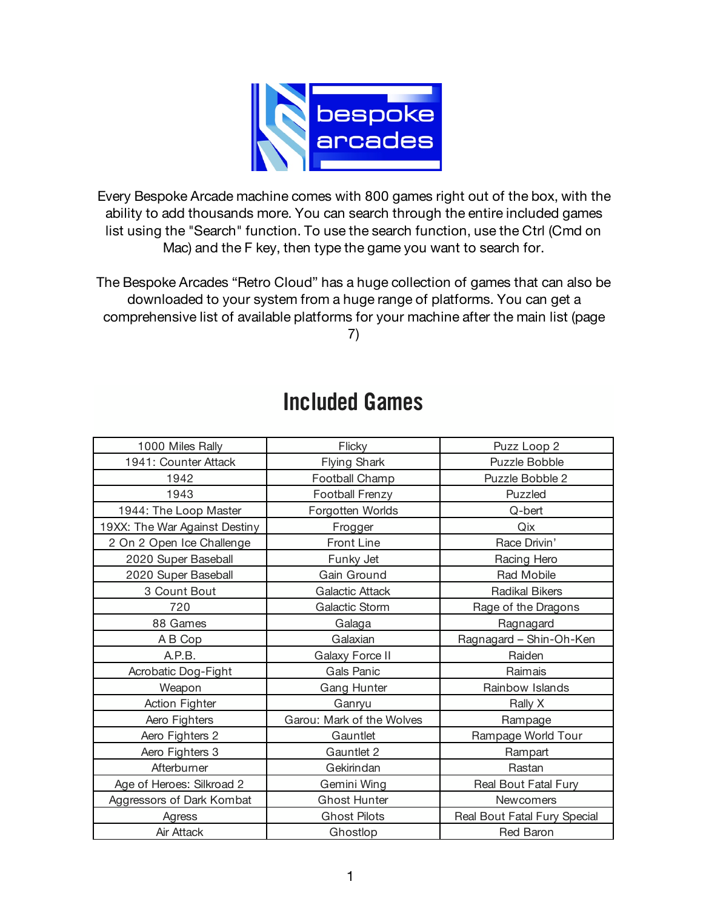Every Bespoke Arcade machine comes with 800 games right out of the box, with the ability to add thousands more. You can search through the entire included games list using the "Search" function. To use the search function, use the Ctrl (Cmd on Mac) and the F key, then type the game you want to search for.

The Bespoke Arcades “Retro Cloud” has a huge collection of games that can also be downloaded to your system from a huge range of platforms. You can get a comprehensive list of available platforms for your machine after the main list (page 7)

# Included Games

| | | |
|---|---|---|
| 1000 Miles Rally | Flicky | Puzz Loop 2 |
| 1941: Counter Attack | Flying Shark | Puzzle Bobble |
| 1942 | Football Champ | Puzzle Bobble 2 |
| 1943 | Football Frenzy | Puzzled |
| 1944: The Loop Master | Forgotten Worlds | Q-bert |
| 19XX: The War Against Destiny | Frogger | Qix |
| 2 On 2 Open Ice Challenge | Front Line | Race Drivin’ |
| 2020 Super Baseball | Funky Jet | Racing Hero |
| 2020 Super Baseball | Gain Ground | Rad Mobile |
| 3 Count Bout | Galactic Attack | Radikal Bikers |
| 720 | Galactic Storm | Rage of the Dragons |
| 88 Games | Galaga | Ragnagard |
| A B Cop | Galaxian | Ragnagard – Shin-Oh-Ken |
| A.P.B. | Galaxy Force II | Raiden |
| Acrobatic Dog-Fight | Gals Panic | Raimais |
| Weapon | Gang Hunter | Rainbow Islands |
| Action Fighter | Ganryu | Rally X |
| Aero Fighters | Garou: Mark of the Wolves | Rampage |
| Aero Fighters 2 | Gauntlet | Rampage World Tour |
| Aero Fighters 3 | Gauntlet 2 | Rampart |
| Afterburner | Gekirindan | Rastan |
| Age of Heroes: Silkroad 2 | Gemini Wing | Real Bout Fatal Fury |
| Aggressors of Dark Kombat | Ghost Hunter | Newcomers |
| Agress | Ghost Pilots | Real Bout Fatal Fury Special |
| Air Attack | Ghostlop | Red Baron |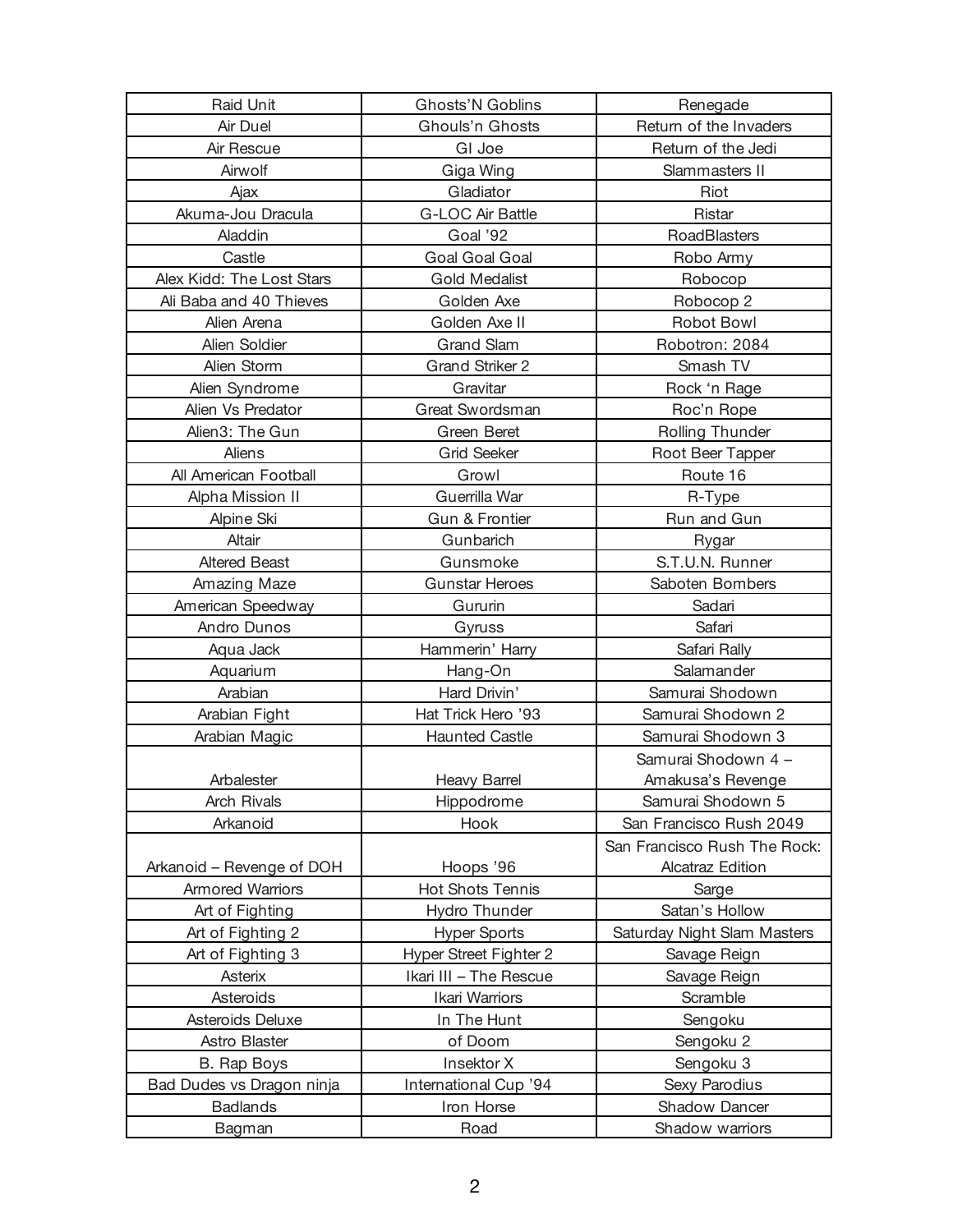| Raid Unit | Ghosts'N Goblins | Renegade |
|---|---|---|
| Air Duel | Ghouls'n Ghosts | Return of the Invaders |
| Air Rescue | GI Joe | Return of the Jedi |
| Airwolf | Giga Wing | Slammasters II |
| Ajax | Gladiator | Riot |
| Akuma-Jou Dracula | G-LOC Air Battle | Ristar |
| Aladdin | Goal '92 | RoadBlasters |
| Castle | Goal Goal Goal | Robo Army |
| Alex Kidd: The Lost Stars | Gold Medalist | Robocop |
| Ali Baba and 40 Thieves | Golden Axe | Robocop 2 |
| Alien Arena | Golden Axe II | Robot Bowl |
| Alien Soldier | Grand Slam | Robotron: 2084 |
| Alien Storm | Grand Striker 2 | Smash TV |
| Alien Syndrome | Gravitar | Rock 'n Rage |
| Alien Vs Predator | Great Swordsman | Roc'n Rope |
| Alien3: The Gun | Green Beret | Rolling Thunder |
| Aliens | Grid Seeker | Root Beer Tapper |
| All American Football | Growl | Route 16 |
| Alpha Mission II | Guerrilla War | R-Type |
| Alpine Ski | Gun & Frontier | Run and Gun |
| Altair | Gunbarich | Rygar |
| Altered Beast | Gunsmoke | S.T.U.N. Runner |
| Amazing Maze | Gunstar Heroes | Saboten Bombers |
| American Speedway | Gururin | Sadari |
| Andro Dunos | Gyruss | Safari |
| Aqua Jack | Hammerin' Harry | Safari Rally |
| Aquarium | Hang-On | Salamander |
| Arabian | Hard Drivin' | Samurai Shodown |
| Arabian Fight | Hat Trick Hero '93 | Samurai Shodown 2 |
| Arabian Magic | Haunted Castle | Samurai Shodown 3 |
| Arbalester | Heavy Barrel | Samurai Shodown 4 – Amakusa's Revenge |
| Arch Rivals | Hippodrome | Samurai Shodown 5 |
| Arkanoid | Hook | San Francisco Rush 2049 |
| Arkanoid – Revenge of DOH | Hoops '96 | San Francisco Rush The Rock: Alcatraz Edition |
| Armored Warriors | Hot Shots Tennis | Sarge |
| Art of Fighting | Hydro Thunder | Satan's Hollow |
| Art of Fighting 2 | Hyper Sports | Saturday Night Slam Masters |
| Art of Fighting 3 | Hyper Street Fighter 2 | Savage Reign |
| Asterix | Ikari III – The Rescue | Savage Reign |
| Asteroids | Ikari Warriors | Scramble |
| Asteroids Deluxe | In The Hunt | Sengoku |
| Astro Blaster | of Doom | Sengoku 2 |
| B. Rap Boys | Insektor X | Sengoku 3 |
| Bad Dudes vs Dragon ninja | International Cup '94 | Sexy Parodius |
| Badlands | Iron Horse | Shadow Dancer |
| Bagman | Road | Shadow warriors |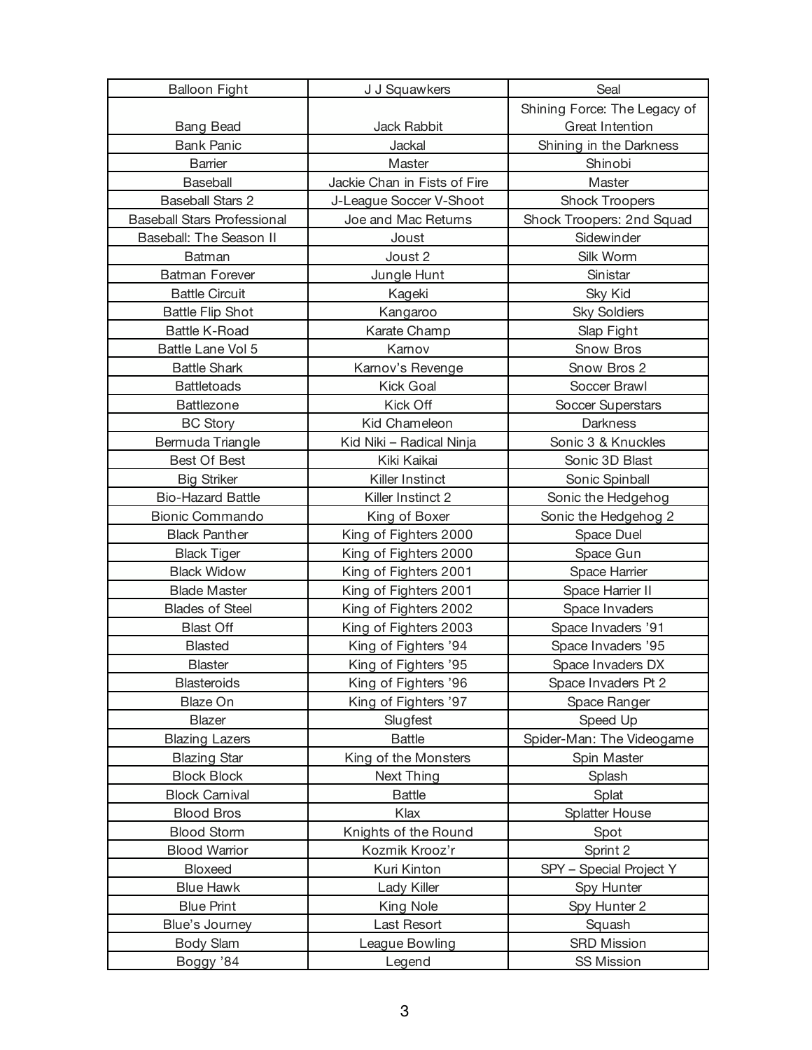| Balloon Fight | J J Squawkers | Seal |
|---|---|---|
| Bang Bead | Jack Rabbit | Shining Force: The Legacy of Great Intention |
| Bank Panic | Jackal | Shining in the Darkness |
| Barrier | Master | Shinobi |
| Baseball | Jackie Chan in Fists of Fire | Master |
| Baseball Stars 2 | J-League Soccer V-Shoot | Shock Troopers |
| Baseball Stars Professional | Joe and Mac Returns | Shock Troopers: 2nd Squad |
| Baseball: The Season II | Joust | Sidewinder |
| Batman | Joust 2 | Silk Worm |
| Batman Forever | Jungle Hunt | Sinistar |
| Battle Circuit | Kageki | Sky Kid |
| Battle Flip Shot | Kangaroo | Sky Soldiers |
| Battle K-Road | Karate Champ | Slap Fight |
| Battle Lane Vol 5 | Karnov | Snow Bros |
| Battle Shark | Karnov's Revenge | Snow Bros 2 |
| Battletoads | Kick Goal | Soccer Brawl |
| Battlezone | Kick Off | Soccer Superstars |
| BC Story | Kid Chameleon | Darkness |
| Bermuda Triangle | Kid Niki – Radical Ninja | Sonic 3 & Knuckles |
| Best Of Best | Kiki Kaikai | Sonic 3D Blast |
| Big Striker | Killer Instinct | Sonic Spinball |
| Bio-Hazard Battle | Killer Instinct 2 | Sonic the Hedgehog |
| Bionic Commando | King of Boxer | Sonic the Hedgehog 2 |
| Black Panther | King of Fighters 2000 | Space Duel |
| Black Tiger | King of Fighters 2000 | Space Gun |
| Black Widow | King of Fighters 2001 | Space Harrier |
| Blade Master | King of Fighters 2001 | Space Harrier II |
| Blades of Steel | King of Fighters 2002 | Space Invaders |
| Blast Off | King of Fighters 2003 | Space Invaders '91 |
| Blasted | King of Fighters '94 | Space Invaders '95 |
| Blaster | King of Fighters '95 | Space Invaders DX |
| Blasteroids | King of Fighters '96 | Space Invaders Pt 2 |
| Blaze On | King of Fighters '97 | Space Ranger |
| Blazer | Slugfest | Speed Up |
| Blazing Lazers | Battle | Spider-Man: The Videogame |
| Blazing Star | King of the Monsters | Spin Master |
| Block Block | Next Thing | Splash |
| Block Carnival | Battle | Splat |
| Blood Bros | Klax | Splatter House |
| Blood Storm | Knights of the Round | Spot |
| Blood Warrior | Kozmik Krooz'r | Sprint 2 |
| Bloxeed | Kuri Kinton | SPY – Special Project Y |
| Blue Hawk | Lady Killer | Spy Hunter |
| Blue Print | King Nole | Spy Hunter 2 |
| Blue's Journey | Last Resort | Squash |
| Body Slam | League Bowling | SRD Mission |
| Boggy '84 | Legend | SS Mission |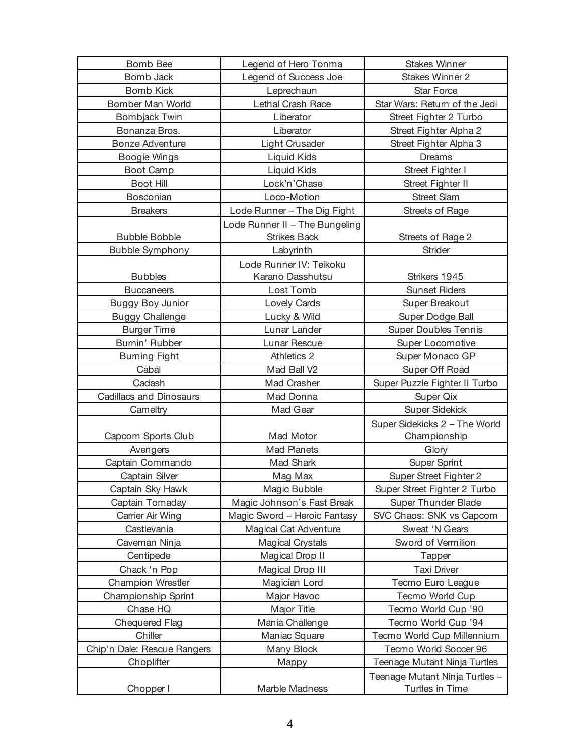| Bomb Bee | Legend of Hero Tonma | Stakes Winner |
|---|---|---|
| Bomb Jack | Legend of Success Joe | Stakes Winner 2 |
| Bomb Kick | Leprechaun | Star Force |
| Bomber Man World | Lethal Crash Race | Star Wars: Return of the Jedi |
| Bombjack Twin | Liberator | Street Fighter 2 Turbo |
| Bonanza Bros. | Liberator | Street Fighter Alpha 2 |
| Bonze Adventure | Light Crusader | Street Fighter Alpha 3 |
| Boogie Wings | Liquid Kids | Dreams |
| Boot Camp | Liquid Kids | Street Fighter I |
| Boot Hill | Lock'n'Chase | Street Fighter II |
| Bosconian | Loco-Motion | Street Slam |
| Breakers | Lode Runner – The Dig Fight | Streets of Rage |
| Bubble Bobble | Lode Runner II – The Bungeling Strikes Back | Streets of Rage 2 |
| Bubble Symphony | Labyrinth | Strider |
| Bubbles | Lode Runner IV: Teikoku Karano Dasshutsu | Strikers 1945 |
| Buccaneers | Lost Tomb | Sunset Riders |
| Buggy Boy Junior | Lovely Cards | Super Breakout |
| Buggy Challenge | Lucky & Wild | Super Dodge Ball |
| Burger Time | Lunar Lander | Super Doubles Tennis |
| Burnin' Rubber | Lunar Rescue | Super Locomotive |
| Burning Fight | Athletics 2 | Super Monaco GP |
| Cabal | Mad Ball V2 | Super Off Road |
| Cadash | Mad Crasher | Super Puzzle Fighter II Turbo |
| Cadillacs and Dinosaurs | Mad Donna | Super Qix |
| Cameltry | Mad Gear | Super Sidekick |
| Capcom Sports Club | Mad Motor | Super Sidekicks 2 – The World Championship |
| Avengers | Mad Planets | Glory |
| Captain Commando | Mad Shark | Super Sprint |
| Captain Silver | Mag Max | Super Street Fighter 2 |
| Captain Sky Hawk | Magic Bubble | Super Street Fighter 2 Turbo |
| Captain Tomaday | Magic Johnson's Fast Break | Super Thunder Blade |
| Carrier Air Wing | Magic Sword – Heroic Fantasy | SVC Chaos: SNK vs Capcom |
| Castlevania | Magical Cat Adventure | Sweat 'N Gears |
| Caveman Ninja | Magical Crystals | Sword of Vermilion |
| Centipede | Magical Drop II | Tapper |
| Chack 'n Pop | Magical Drop III | Taxi Driver |
| Champion Wrestler | Magician Lord | Tecmo Euro League |
| Championship Sprint | Major Havoc | Tecmo World Cup |
| Chase HQ | Major Title | Tecmo World Cup '90 |
| Chequered Flag | Mania Challenge | Tecmo World Cup '94 |
| Chiller | Maniac Square | Tecmo World Cup Millennium |
| Chip'n Dale: Rescue Rangers | Many Block | Tecmo World Soccer 96 |
| Choplifter | Mappy | Teenage Mutant Ninja Turtles |
| Chopper I | Marble Madness | Teenage Mutant Ninja Turtles – Turtles in Time |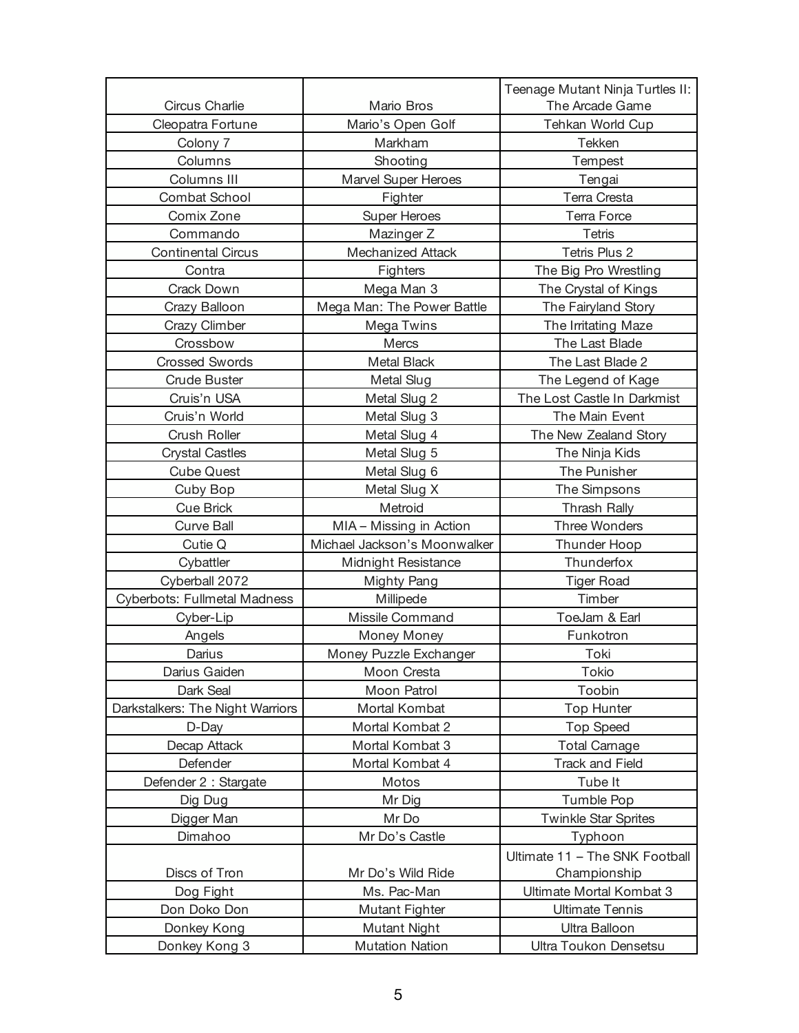| Circus Charlie | Mario Bros | Teenage Mutant Ninja Turtles II: The Arcade Game |
|---|---|---|
| Cleopatra Fortune | Mario's Open Golf | Tehkan World Cup |
| Colony 7 | Markham | Tekken |
| Columns | Shooting | Tempest |
| Columns III | Marvel Super Heroes | Tengai |
| Combat School | Fighter | Terra Cresta |
| Comix Zone | Super Heroes | Terra Force |
| Commando | Mazinger Z | Tetris |
| Continental Circus | Mechanized Attack | Tetris Plus 2 |
| Contra | Fighters | The Big Pro Wrestling |
| Crack Down | Mega Man 3 | The Crystal of Kings |
| Crazy Balloon | Mega Man: The Power Battle | The Fairyland Story |
| Crazy Climber | Mega Twins | The Irritating Maze |
| Crossbow | Mercs | The Last Blade |
| Crossed Swords | Metal Black | The Last Blade 2 |
| Crude Buster | Metal Slug | The Legend of Kage |
| Cruis'n USA | Metal Slug 2 | The Lost Castle In Darkmist |
| Cruis'n World | Metal Slug 3 | The Main Event |
| Crush Roller | Metal Slug 4 | The New Zealand Story |
| Crystal Castles | Metal Slug 5 | The Ninja Kids |
| Cube Quest | Metal Slug 6 | The Punisher |
| Cuby Bop | Metal Slug X | The Simpsons |
| Cue Brick | Metroid | Thrash Rally |
| Curve Ball | MIA – Missing in Action | Three Wonders |
| Cutie Q | Michael Jackson's Moonwalker | Thunder Hoop |
| Cybattler | Midnight Resistance | Thunderfox |
| Cyberball 2072 | Mighty Pang | Tiger Road |
| Cyberbots: Fullmetal Madness | Millipede | Timber |
| Cyber-Lip | Missile Command | ToeJam & Earl |
| Angels | Money Money | Funkotron |
| Darius | Money Puzzle Exchanger | Toki |
| Darius Gaiden | Moon Cresta | Tokio |
| Dark Seal | Moon Patrol | Toobin |
| Darkstalkers: The Night Warriors | Mortal Kombat | Top Hunter |
| D-Day | Mortal Kombat 2 | Top Speed |
| Decap Attack | Mortal Kombat 3 | Total Carnage |
| Defender | Mortal Kombat 4 | Track and Field |
| Defender 2 : Stargate | Motos | Tube It |
| Dig Dug | Mr Dig | Tumble Pop |
| Digger Man | Mr Do | Twinkle Star Sprites |
| Dimahoo | Mr Do's Castle | Typhoon |
| Discs of Tron | Mr Do's Wild Ride | Ultimate 11 – The SNK Football Championship |
| Dog Fight | Ms. Pac-Man | Ultimate Mortal Kombat 3 |
| Don Doko Don | Mutant Fighter | Ultimate Tennis |
| Donkey Kong | Mutant Night | Ultra Balloon |
| Donkey Kong 3 | Mutation Nation | Ultra Toukon Densetsu |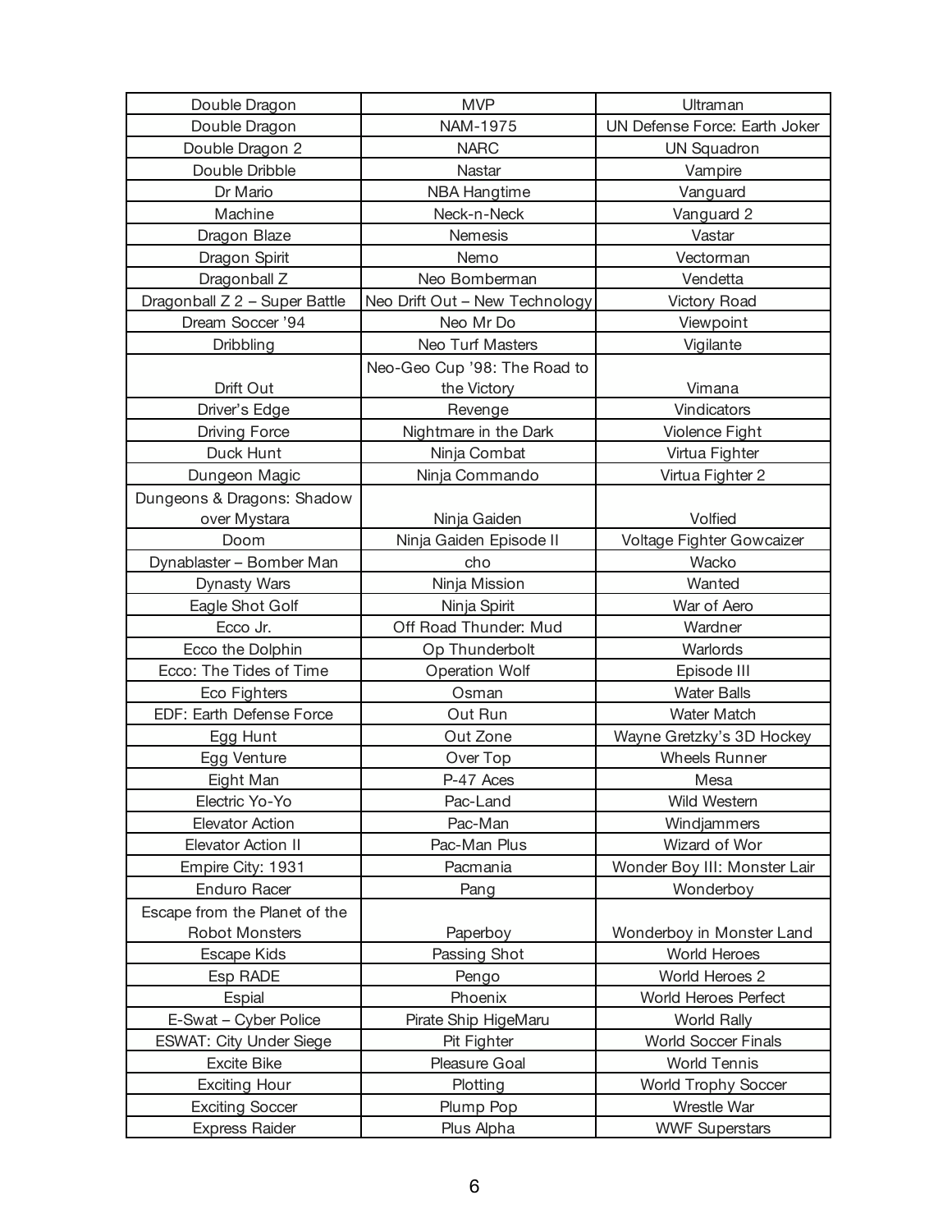| Double Dragon | MVP | Ultraman |
|---|---|---|
| Double Dragon | NAM-1975 | UN Defense Force: Earth Joker |
| Double Dragon 2 | NARC | UN Squadron |
| Double Dribble | Nastar | Vampire |
| Dr Mario | NBA Hangtime | Vanguard |
| Machine | Neck-n-Neck | Vanguard 2 |
| Dragon Blaze | Nemesis | Vastar |
| Dragon Spirit | Nemo | Vectorman |
| Dragonball Z | Neo Bomberman | Vendetta |
| Dragonball Z 2 – Super Battle | Neo Drift Out – New Technology | Victory Road |
| Dream Soccer '94 | Neo Mr Do | Viewpoint |
| Dribbling | Neo Turf Masters | Vigilante |
| Drift Out | Neo-Geo Cup '98: The Road to the Victory | Vimana |
| Driver's Edge | Revenge | Vindicators |
| Driving Force | Nightmare in the Dark | Violence Fight |
| Duck Hunt | Ninja Combat | Virtua Fighter |
| Dungeon Magic | Ninja Commando | Virtua Fighter 2 |
| Dungeons & Dragons: Shadow over Mystara | Ninja Gaiden | Volfied |
| Doom | Ninja Gaiden Episode II | Voltage Fighter Gowcaizer |
| Dynablaster – Bomber Man | cho | Wacko |
| Dynasty Wars | Ninja Mission | Wanted |
| Eagle Shot Golf | Ninja Spirit | War of Aero |
| Ecco Jr. | Off Road Thunder: Mud | Wardner |
| Ecco the Dolphin | Op Thunderbolt | Warlords |
| Ecco: The Tides of Time | Operation Wolf | Episode III |
| Eco Fighters | Osman | Water Balls |
| EDF: Earth Defense Force | Out Run | Water Match |
| Egg Hunt | Out Zone | Wayne Gretzky's 3D Hockey |
| Egg Venture | Over Top | Wheels Runner |
| Eight Man | P-47 Aces | Mesa |
| Electric Yo-Yo | Pac-Land | Wild Western |
| Elevator Action | Pac-Man | Windjammers |
| Elevator Action II | Pac-Man Plus | Wizard of Wor |
| Empire City: 1931 | Pacmania | Wonder Boy III: Monster Lair |
| Enduro Racer | Pang | Wonderboy |
| Escape from the Planet of the Robot Monsters | Paperboy | Wonderboy in Monster Land |
| Escape Kids | Passing Shot | World Heroes |
| Esp RADE | Pengo | World Heroes 2 |
| Espial | Phoenix | World Heroes Perfect |
| E-Swat – Cyber Police | Pirate Ship HigeMaru | World Rally |
| ESWAT: City Under Siege | Pit Fighter | World Soccer Finals |
| Excite Bike | Pleasure Goal | World Tennis |
| Exciting Hour | Plotting | World Trophy Soccer |
| Exciting Soccer | Plump Pop | Wrestle War |
| Express Raider | Plus Alpha | WWF Superstars |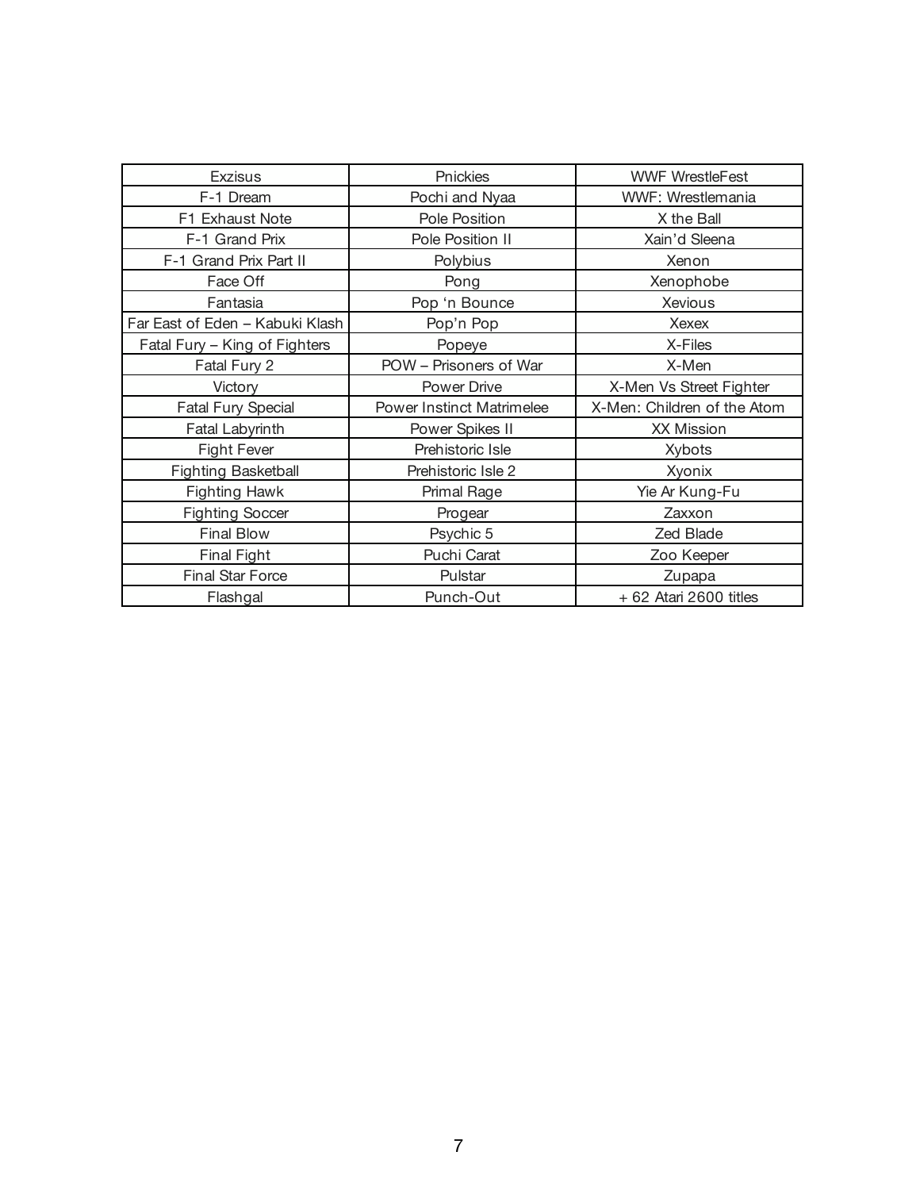| Exzisus | Pnickies | WWF WrestleFest |
| --- | --- | --- |
| F-1 Dream | Pochi and Nyaa | WWF: Wrestlemania |
| F1 Exhaust Note | Pole Position | X the Ball |
| F-1 Grand Prix | Pole Position II | Xain'd Sleena |
| F-1 Grand Prix Part II | Polybius | Xenon |
| Face Off | Pong | Xenophobe |
| Fantasia | Pop 'n Bounce | Xevious |
| Far East of Eden – Kabuki Klash | Pop'n Pop | Xexex |
| Fatal Fury – King of Fighters | Popeye | X-Files |
| Fatal Fury 2 | POW – Prisoners of War | X-Men |
| Victory | Power Drive | X-Men Vs Street Fighter |
| Fatal Fury Special | Power Instinct Matrimelee | X-Men: Children of the Atom |
| Fatal Labyrinth | Power Spikes II | XX Mission |
| Fight Fever | Prehistoric Isle | Xybots |
| Fighting Basketball | Prehistoric Isle 2 | Xyonix |
| Fighting Hawk | Primal Rage | Yie Ar Kung-Fu |
| Fighting Soccer | Progear | Zaxxon |
| Final Blow | Psychic 5 | Zed Blade |
| Final Fight | Puchi Carat | Zoo Keeper |
| Final Star Force | Pulstar | Zupapa |
| Flashgal | Punch-Out | + 62 Atari 2600 titles |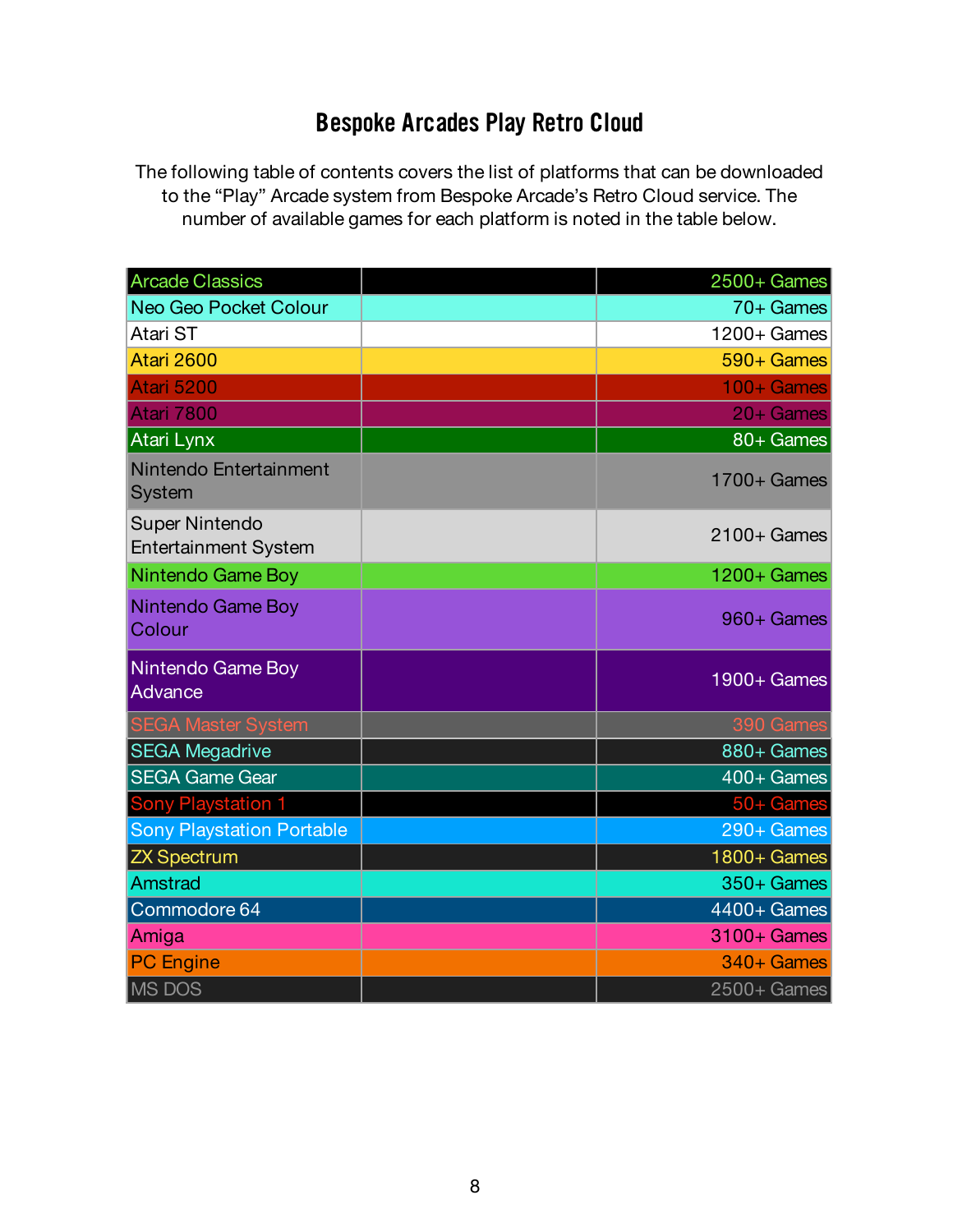## Bespoke Arcades Play Retro Cloud

The following table of contents covers the list of platforms that can be downloaded to the “Play” Arcade system from Bespoke Arcade’s Retro Cloud service. The number of available games for each platform is noted in the table below.

| | | |
|---|---|---|
| Arcade Classics | | 2500+ Games |
| Neo Geo Pocket Colour | | 70+ Games |
| Atari ST | | 1200+ Games |
| Atari 2600 | | 590+ Games |
| Atari 5200 | | 100+ Games |
| Atari 7800 | | 20+ Games |
| Atari Lynx | | 80+ Games |
| Nintendo Entertainment System | | 1700+ Games |
| Super Nintendo Entertainment System | | 2100+ Games |
| Nintendo Game Boy | | 1200+ Games |
| Nintendo Game Boy Colour | | 960+ Games |
| Nintendo Game Boy Advance | | 1900+ Games |
| SEGA Master System | | 390 Games |
| SEGA Megadrive | | 880+ Games |
| SEGA Game Gear | | 400+ Games |
| Sony Playstation 1 | | 50+ Games |
| Sony Playstation Portable | | 290+ Games |
| ZX Spectrum | | 1800+ Games |
| Amstrad | | 350+ Games |
| Commodore 64 | | 4400+ Games |
| Amiga | | 3100+ Games |
| PC Engine | | 340+ Games |
| MS DOS | | 2500+ Games |